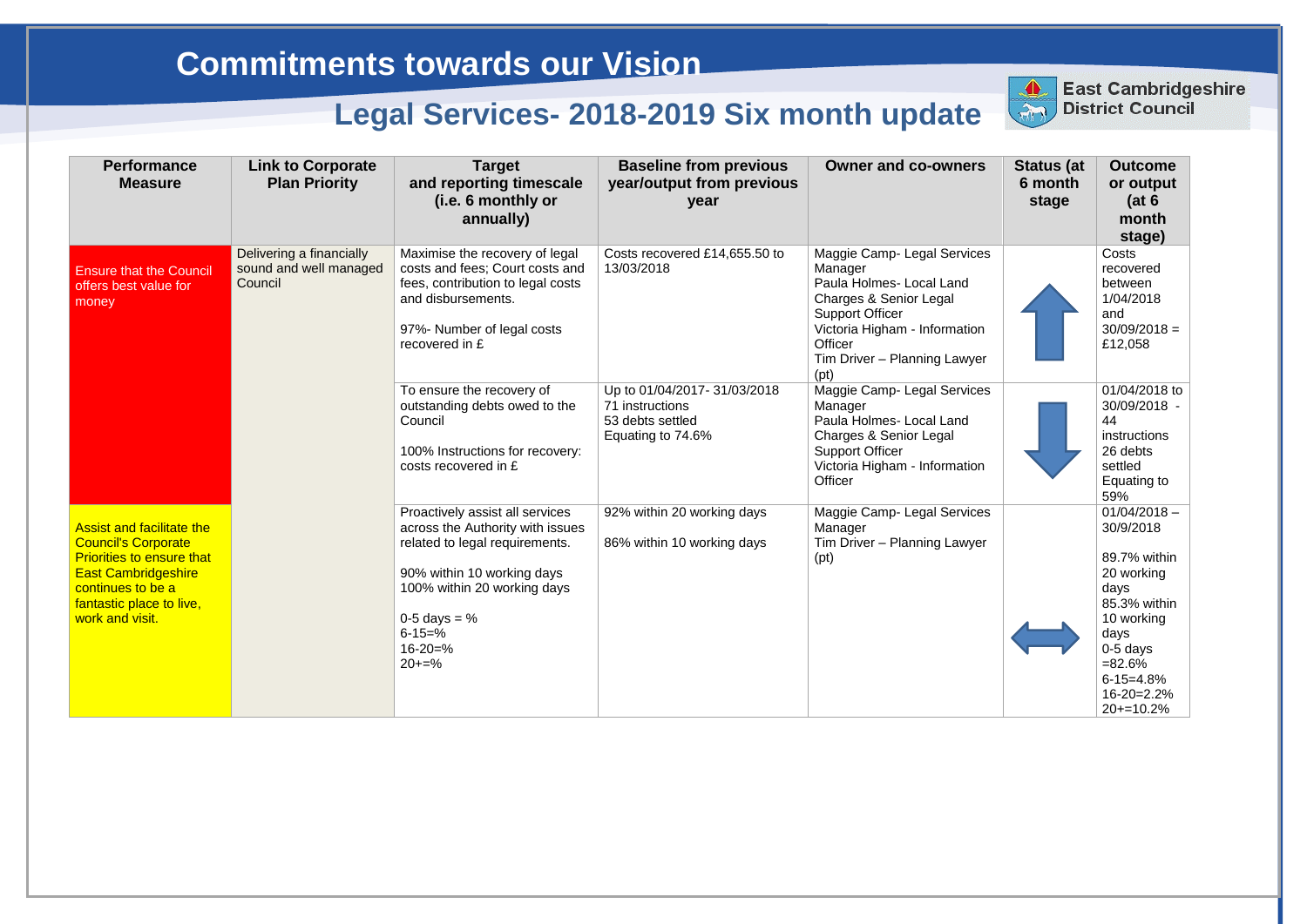# Commitments towards our Vision

## Legal Services- 2018-2019 Six month update

East Cambridgeshire District Council

| Performance Measure | Link to Corporate Plan Priority | Target and reporting timescale (i.e. 6 monthly or annually) | Baseline from previous year/output from previous year | Owner and co-owners | Status (at 6 month stage) | Outcome or output (at 6 month stage) |
|---|---|---|---|---|---|---|
| Ensure that the Council offers best value for money | Delivering a financially sound and well managed Council | Maximise the recovery of legal costs and fees; Court costs and fees, contribution to legal costs and disbursements.<br><br>97%- Number of legal costs recovered in £ | Costs recovered £14,655.50 to 13/03/2018 | Maggie Camp- Legal Services Manager<br>Paula Holmes- Local Land Charges & Senior Legal Support Officer<br>Victoria Higham - Information Officer<br>Tim Driver – Planning Lawyer (pt) | ↑ | Costs recovered between 1/04/2018 and 30/09/2018 = £12,058 |
| | | To ensure the recovery of outstanding debts owed to the Council<br><br>100% Instructions for recovery: costs recovered in £ | Up to 01/04/2017- 31/03/2018<br>71 instructions<br>53 debts settled<br>Equating to 74.6% | Maggie Camp- Legal Services Manager<br>Paula Holmes- Local Land Charges & Senior Legal Support Officer<br>Victoria Higham - Information Officer | ↓ | 01/04/2018 to 30/09/2018 - 44 instructions<br>26 debts settled<br>Equating to 59% |
| Assist and facilitate the Council's Corporate Priorities to ensure that East Cambridgeshire continues to be a fantastic place to live, work and visit. | | Proactively assist all services across the Authority with issues related to legal requirements.<br><br>90% within 10 working days<br>100% within 20 working days<br><br>0-5 days = %<br>6-15=%<br>16-20=%<br>20+=% | 92% within 20 working days<br><br>86% within 10 working days | Maggie Camp- Legal Services Manager<br>Tim Driver – Planning Lawyer (pt) | ↔ | 01/04/2018 – 30/9/2018<br><br>89.7% within 20 working days<br>85.3% within 10 working days<br>0-5 days =82.6%<br>6-15=4.8%<br>16-20=2.2%<br>20+=10.2% |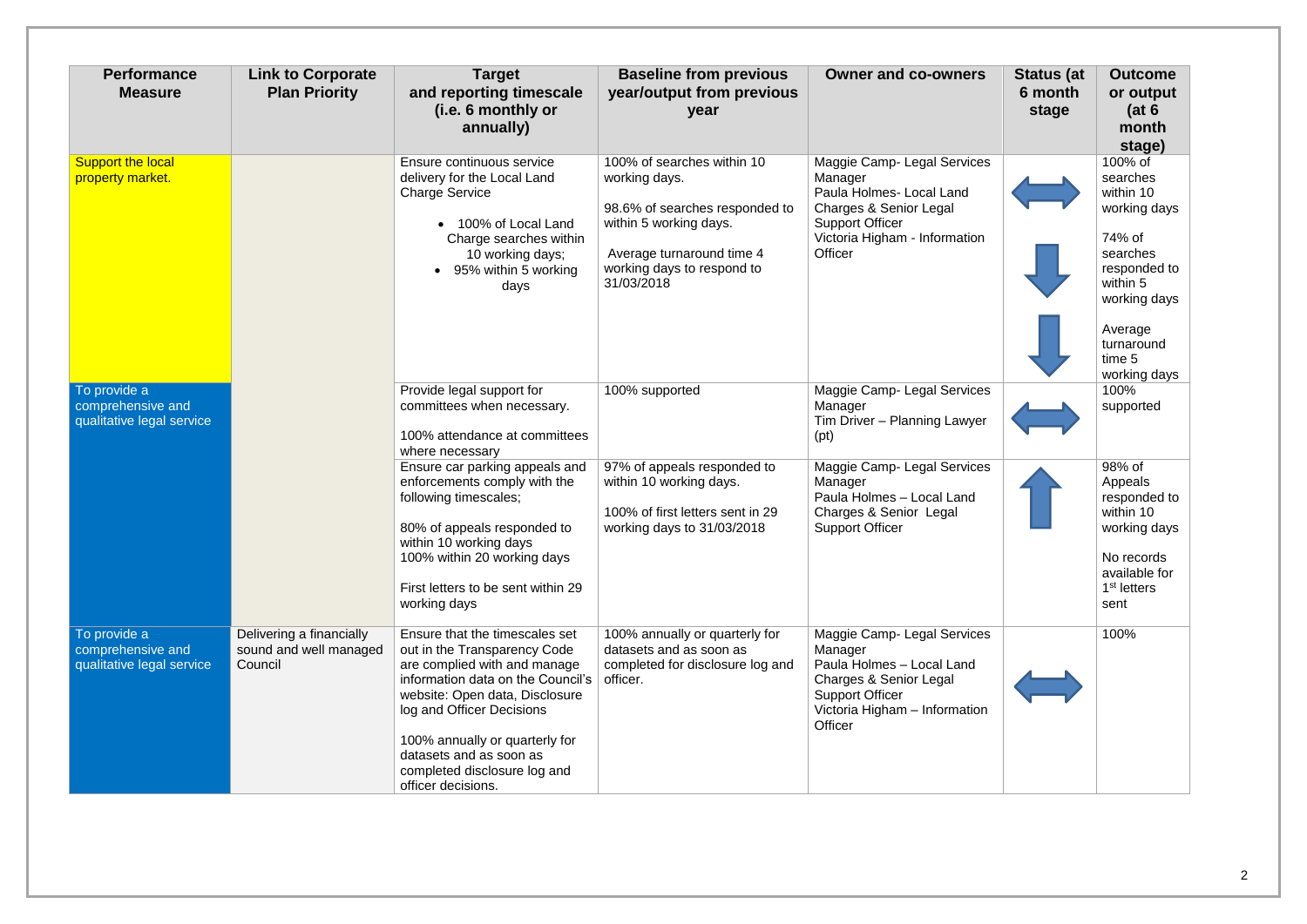| Performance Measure | Link to Corporate Plan Priority | Target and reporting timescale (i.e. 6 monthly or annually) | Baseline from previous year/output from previous year | Owner and co-owners | Status (at 6 month stage | Outcome or output (at 6 month stage) |
|---|---|---|---|---|---|---|
| Support the local property market. | | Ensure continuous service delivery for the Local Land Charge Service<br>• 100% of Local Land Charge searches within 10 working days;<br>• 95% within 5 working days | 100% of searches within 10 working days.<br><br>98.6% of searches responded to within 5 working days.<br><br>Average turnaround time 4 working days to respond to 31/03/2018 | Maggie Camp- Legal Services Manager<br>Paula Holmes- Local Land Charges & Senior Legal Support Officer<br>Victoria Higham - Information Officer | ⟷<br>↓<br>↓ | 100% of searches within 10 working days<br><br>74% of searches responded to within 5 working days<br><br>Average turnaround time 5 working days |
| To provide a comprehensive and qualitative legal service | | Provide legal support for committees when necessary.<br><br>100% attendance at committees where necessary | 100% supported | Maggie Camp- Legal Services Manager<br>Tim Driver – Planning Lawyer (pt) | ⟷ | 100% supported |
| | | Ensure car parking appeals and enforcements comply with the following timescales;<br><br>80% of appeals responded to within 10 working days<br>100% within 20 working days<br><br>First letters to be sent within 29 working days | 97% of appeals responded to within 10 working days.<br><br>100% of first letters sent in 29 working days to 31/03/2018 | Maggie Camp- Legal Services Manager<br>Paula Holmes – Local Land Charges & Senior Legal Support Officer | ↑ | 98% of Appeals responded to within 10 working days<br><br>No records available for 1st letters sent |
| To provide a comprehensive and qualitative legal service | Delivering a financially sound and well managed Council | Ensure that the timescales set out in the Transparency Code are complied with and manage information data on the Council's website: Open data, Disclosure log and Officer Decisions<br><br>100% annually or quarterly for datasets and as soon as completed disclosure log and officer decisions. | 100% annually or quarterly for datasets and as soon as completed for disclosure log and officer. | Maggie Camp- Legal Services Manager<br>Paula Holmes – Local Land Charges & Senior Legal Support Officer<br>Victoria Higham – Information Officer | ⟷ | 100% |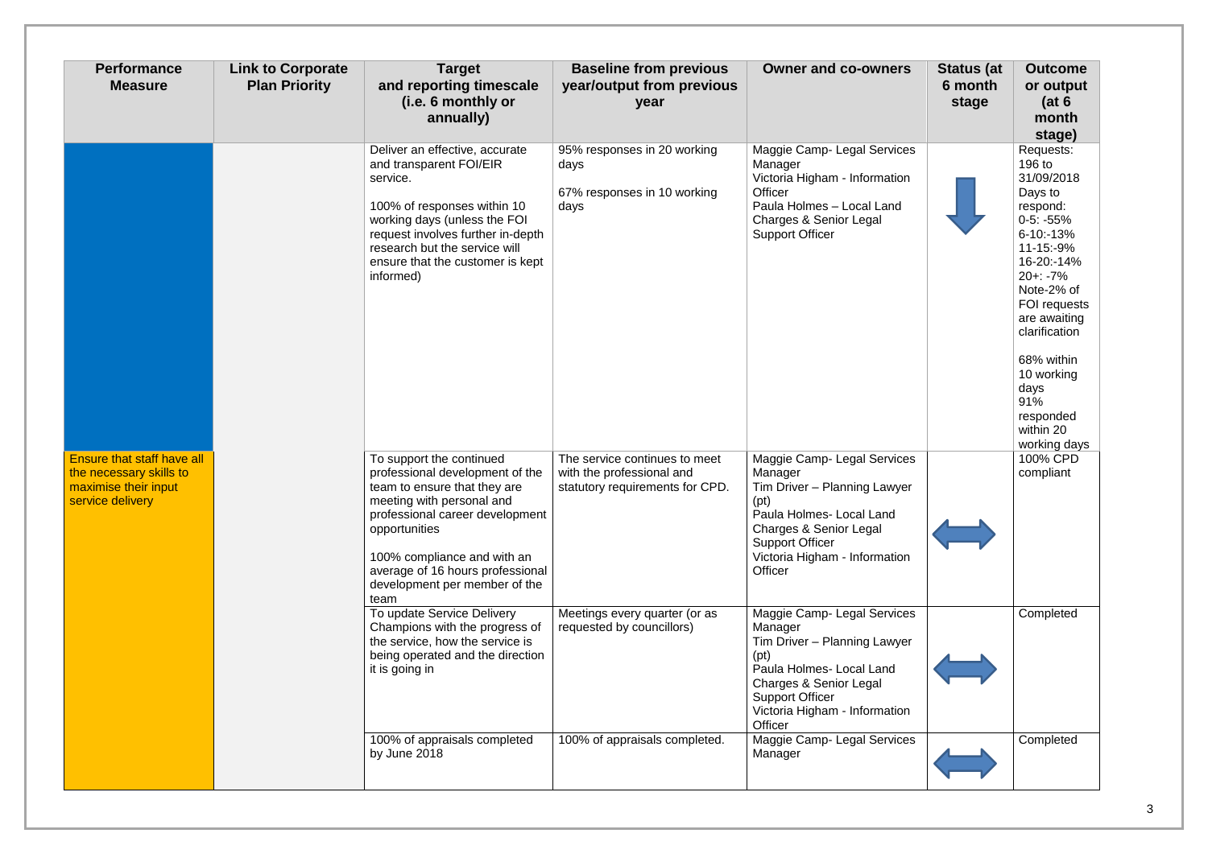| Performance Measure | Link to Corporate Plan Priority | Target and reporting timescale (i.e. 6 monthly or annually) | Baseline from previous year/output from previous year | Owner and co-owners | Status (at 6 month stage) | Outcome or output (at 6 month stage) |
|---|---|---|---|---|---|---|
| | | Deliver an effective, accurate and transparent FOI/EIR service.<br><br>100% of responses within 10 working days (unless the FOI request involves further in-depth research but the service will ensure that the customer is kept informed) | 95% responses in 20 working days<br><br>67% responses in 10 working days | Maggie Camp- Legal Services Manager<br>Victoria Higham - Information Officer<br>Paula Holmes – Local Land Charges & Senior Legal Support Officer | ↓ | Requests: 196 to 31/09/2018<br>Days to respond:<br>0-5: -55%<br>6-10:-13%<br>11-15:-9%<br>16-20:-14%<br>20+: -7%<br>Note-2% of FOI requests are awaiting clarification<br><br>68% within 10 working days<br>91% responded within 20 working days |
| Ensure that staff have all the necessary skills to maximise their input service delivery | | To support the continued professional development of the team to ensure that they are meeting with personal and professional career development opportunities<br><br>100% compliance and with an average of 16 hours professional development per member of the team | The service continues to meet with the professional and statutory requirements for CPD. | Maggie Camp- Legal Services Manager<br>Tim Driver – Planning Lawyer (pt)<br>Paula Holmes- Local Land Charges & Senior Legal Support Officer<br>Victoria Higham - Information Officer | ⟷ | 100% CPD compliant |
| | | To update Service Delivery Champions with the progress of the service, how the service is being operated and the direction it is going in | Meetings every quarter (or as requested by councillors) | Maggie Camp- Legal Services Manager<br>Tim Driver – Planning Lawyer (pt)<br>Paula Holmes- Local Land Charges & Senior Legal Support Officer<br>Victoria Higham - Information Officer | ⟷ | Completed |
| | | 100% of appraisals completed by June 2018 | 100% of appraisals completed. | Maggie Camp- Legal Services Manager | ⟷ | Completed |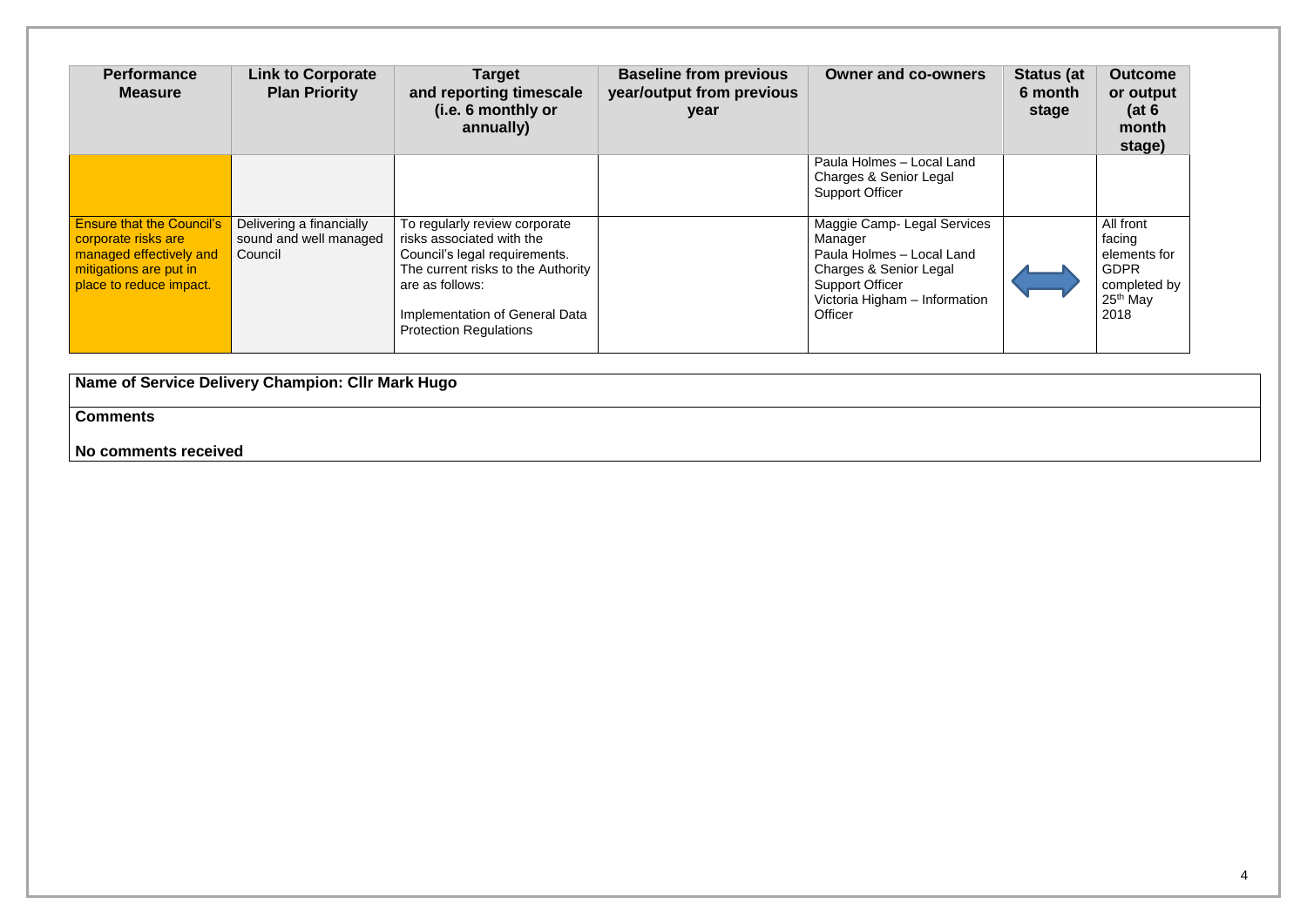| Performance Measure | Link to Corporate Plan Priority | Target and reporting timescale (i.e. 6 monthly or annually) | Baseline from previous year/output from previous year | Owner and co-owners | Status (at 6 month stage | Outcome or output (at 6 month stage) |
|---|---|---|---|---|---|---|
| | | | | Paula Holmes – Local Land Charges & Senior Legal Support Officer | | |
| Ensure that the Council's corporate risks are managed effectively and mitigations are put in place to reduce impact. | Delivering a financially sound and well managed Council | To regularly review corporate risks associated with the Council's legal requirements. The current risks to the Authority are as follows:<br><br>Implementation of General Data Protection Regulations | | Maggie Camp- Legal Services Manager<br>Paula Holmes – Local Land Charges & Senior Legal Support Officer<br>Victoria Higham – Information Officer | ⟺ | All front facing elements for GDPR completed by 25th May 2018 |

| Name of Service Delivery Champion: Cllr Mark Hugo |
|---|
| **Comments**<br><br>**No comments received** |